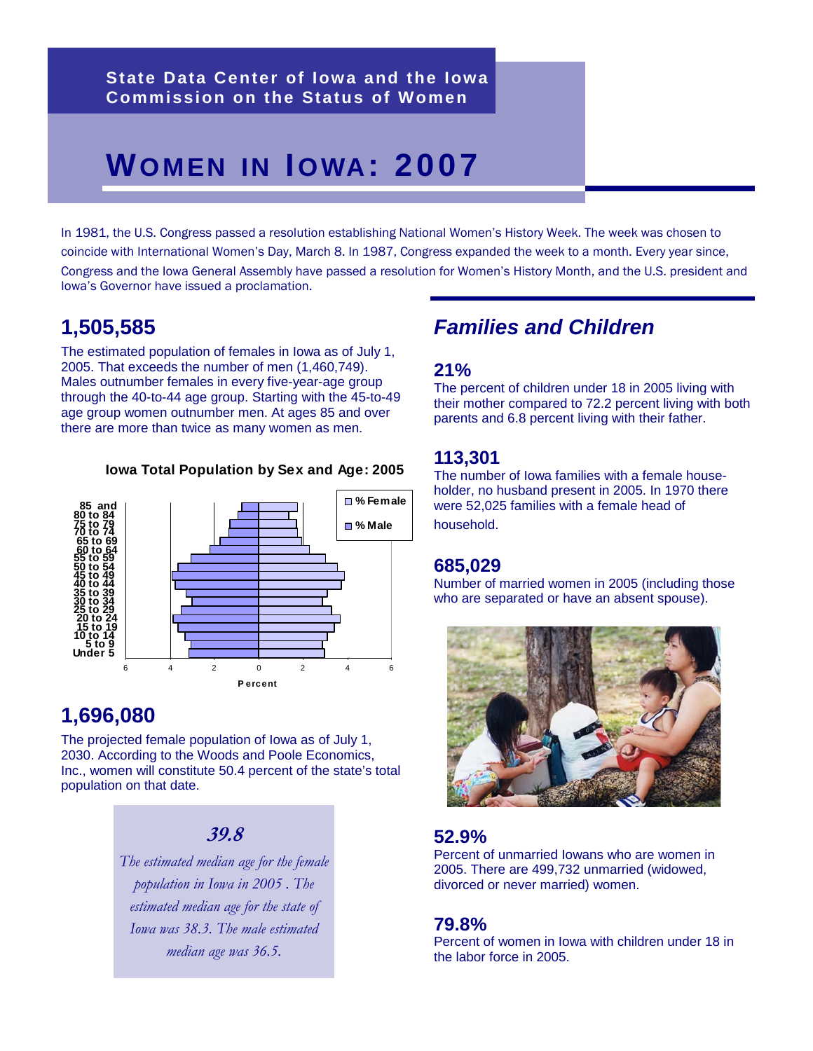State Data Center of Iowa and the Iowa Commission on the Status of Women

# WOMEN IN IOWA: 2007

In 1981, the U.S. Congress passed a resolution establishing National Women's History Week. The week was chosen to coincide with International Women's Day, March 8. In 1987, Congress expanded the week to a month. Every year since, Congress and the Iowa General Assembly have passed a resolution for Women's History Month, and the U.S. president and Iowa's Governor have issued a proclamation.

## 1,505,585

The estimated population of females in Iowa as of July 1, 2005. That exceeds the number of men (1,460,749). Males outnumber females in every five-year-age group through the 40-to-44 age group. Starting with the 45-to-49 age group women outnumber men. At ages 85 and over there are more than twice as many women as men.

**Iowa Total Population by Sex and Age: 2005**

## 1,696,080

The projected female population of Iowa as of July 1, 2030. According to the Woods and Poole Economics, Inc., women will constitute 50.4 percent of the state's total population on that date.

### *39.8*

*The estimated median age for the female population in Iowa in 2005 . The estimated median age for the state of Iowa was 38.3. The male estimated median age was 36.5.*

## *Families and Children*

### 21%

The percent of children under 18 in 2005 living with their mother compared to 72.2 percent living with both parents and 6.8 percent living with their father.

### 113,301

The number of Iowa families with a female house-holder, no husband present in 2005. In 1970 there were 52,025 families with a female head of household.

### 685,029

Number of married women in 2005 (including those who are separated or have an absent spouse).

### 52.9%

Percent of unmarried Iowans who are women in 2005. There are 499,732 unmarried (widowed, divorced or never married) women.

### 79.8%

Percent of women in Iowa with children under 18 in the labor force in 2005.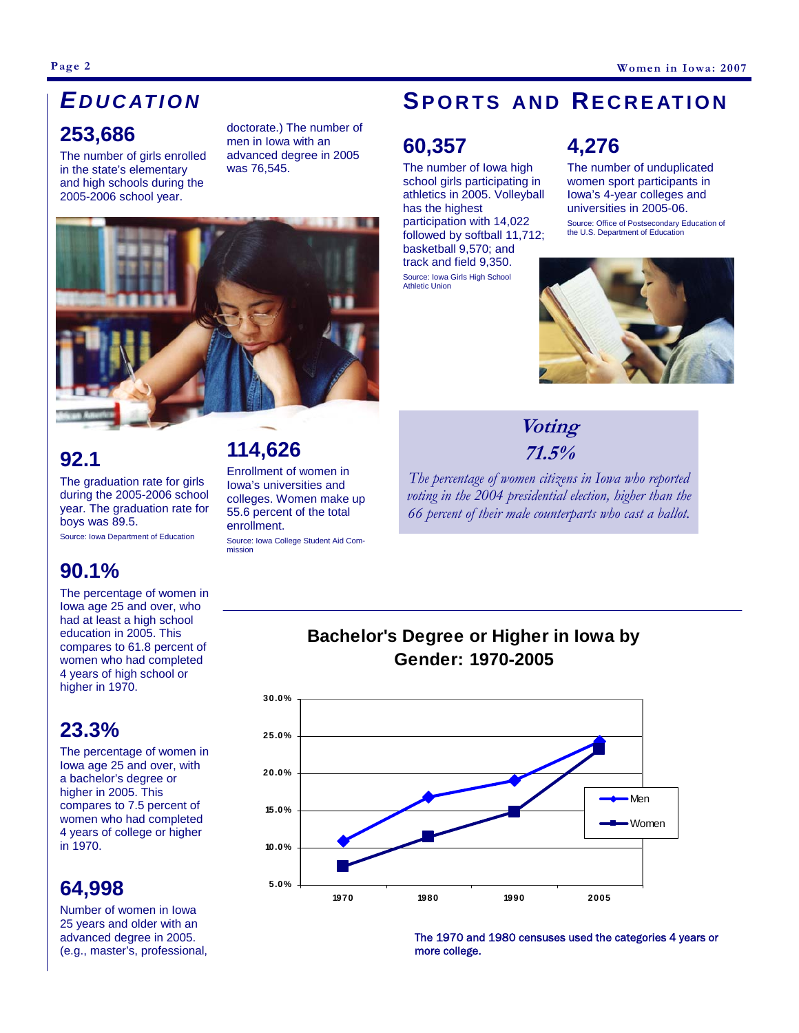## EDUCATION

### 253,686

The number of girls enrolled in the state's elementary and high schools during the 2005-2006 school year.

### 92.1

The graduation rate for girls during the 2005-2006 school year. The graduation rate for boys was 89.5.

Source: Iowa Department of Education

### 90.1%

The percentage of women in Iowa age 25 and over, who had at least a high school education in 2005. This compares to 61.8 percent of women who had completed 4 years of high school or higher in 1970.

### 23.3%

The percentage of women in Iowa age 25 and over, with a bachelor's degree or higher in 2005. This compares to 7.5 percent of women who had completed 4 years of college or higher in 1970.

### 64,998

Number of women in Iowa 25 years and older with an advanced degree in 2005. (e.g., master's, professional, doctorate.) The number of men in Iowa with an advanced degree in 2005 was 76,545.

### 114,626

Enrollment of women in Iowa's universities and colleges. Women make up 55.6 percent of the total enrollment.

Source: Iowa College Student Aid Commission

## SPORTS AND RECREATION

### 60,357

The number of Iowa high school girls participating in athletics in 2005. Volleyball has the highest participation with 14,022 followed by softball 11,712; basketball 9,570; and track and field 9,350.

Source: Iowa Girls High School Athletic Union

### 4,276

The number of unduplicated women sport participants in Iowa's 4-year colleges and universities in 2005-06.

Source: Office of Postsecondary Education of the U.S. Department of Education

### *Voting*

### *71.5%*

*The percentage of women citizens in Iowa who reported voting in the 2004 presidential election, higher than the 66 percent of their male counterparts who cast a ballot.*

### Bachelor's Degree or Higher in Iowa by Gender: 1970-2005

| Year | Men | Women |
|---|---|---|
| 1970 | ~11.0% | 7.5% |
| 1980 | ~16.9% | ~11.6% |
| 1990 | ~19.1% | ~14.9% |
| 2005 | ~24.3% | 23.3% |

The 1970 and 1980 censuses used the categories 4 years or more college.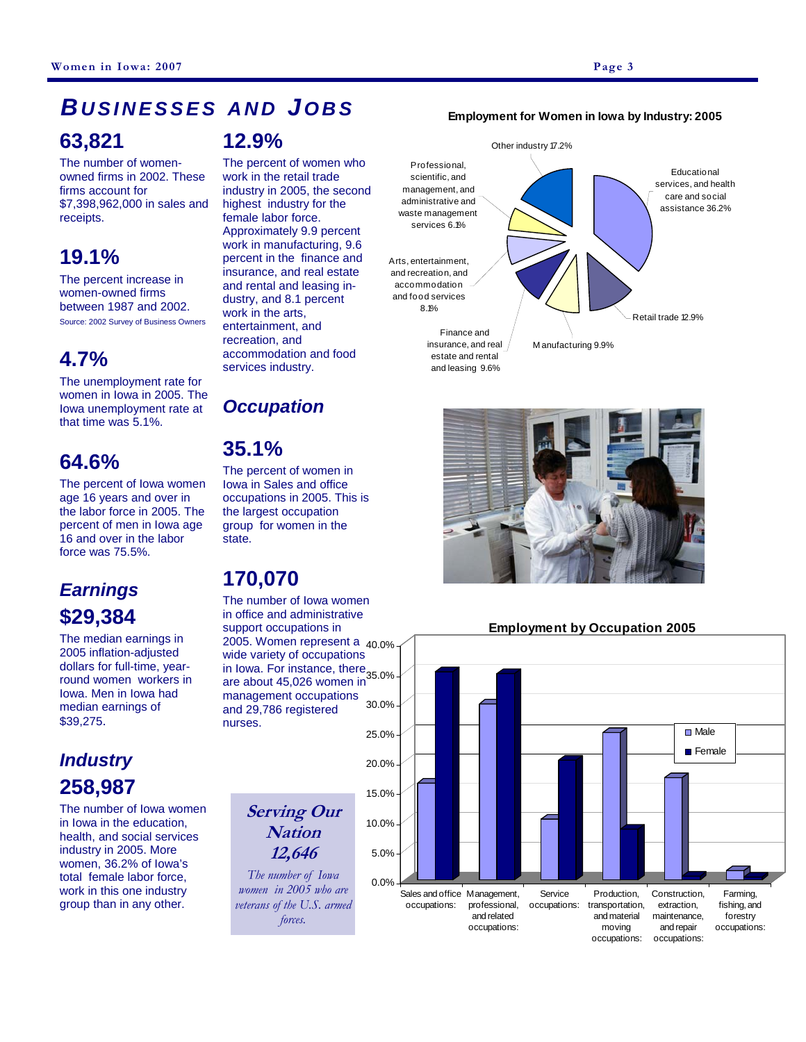# BUSINESSES AND JOBS

## 63,821

The number of women-owned firms in 2002. These firms account for $7,398,962,000 in sales and receipts.

## 19.1%

The percent increase in women-owned firms between 1987 and 2002.

Source: 2002 Survey of Business Owners

## 4.7%

The unemployment rate for women in Iowa in 2005. The Iowa unemployment rate at that time was 5.1%.

## 64.6%

The percent of Iowa women age 16 years and over in the labor force in 2005. The percent of men in Iowa age 16 and over in the labor force was 75.5%.

## *Earnings*

## $29,384

The median earnings in 2005 inflation-adjusted dollars for full-time, year-round women workers in Iowa. Men in Iowa had median earnings of $39,275.

## *Industry*

## 258,987

The number of Iowa women in Iowa in the education, health, and social services industry in 2005. More women, 36.2% of Iowa's total female labor force, work in this one industry group than in any other.

## 12.9%

The percent of women who work in the retail trade industry in 2005, the second highest industry for the female labor force. Approximately 9.9 percent work in manufacturing, 9.6 percent in the finance and insurance, and real estate and rental and leasing industry, and 8.1 percent work in the arts, entertainment, and recreation, and accommodation and food services industry.

## *Occupation*

## 35.1%

The percent of women in Iowa in Sales and office occupations in 2005. This is the largest occupation group for women in the state.

## 170,070

The number of Iowa women in office and administrative support occupations in 2005. Women represent a wide variety of occupations in Iowa. For instance, there are about 45,026 women in management occupations and 29,786 registered nurses.

### *Serving Our Nation*

### *12,646*

*The number of Iowa women in 2005 who are veterans of the U.S. armed forces.*

**Employment for Women in Iowa by Industry: 2005**

| Industry | Percent |
|---|---|
| Educational services, and health care and social assistance | 36.2% |
| Retail trade | 12.9% |
| Manufacturing | 9.9% |
| Finance and insurance, and real estate and rental and leasing | 9.6% |
| Arts, entertainment, and recreation, and accommodation and food services | 8.1% |
| Professional, scientific, and management, and administrative and waste management services | 6.1% |
| Other industry | 17.2% |

**Employment by Occupation 2005**

| Occupation | Male | Female |
|---|---|---|
| Sales and office occupations: | ~16% | ~35% |
| Management, professional, and related occupations: | ~30% | ~35% |
| Service occupations: | ~10% | ~20% |
| Production, transportation, and material moving occupations: | ~25% | ~8% |
| Construction, extraction, maintenance, and repair occupations: | ~17% | ~1% |
| Farming, fishing, and forestry occupations: | ~1.5% | ~0.5% |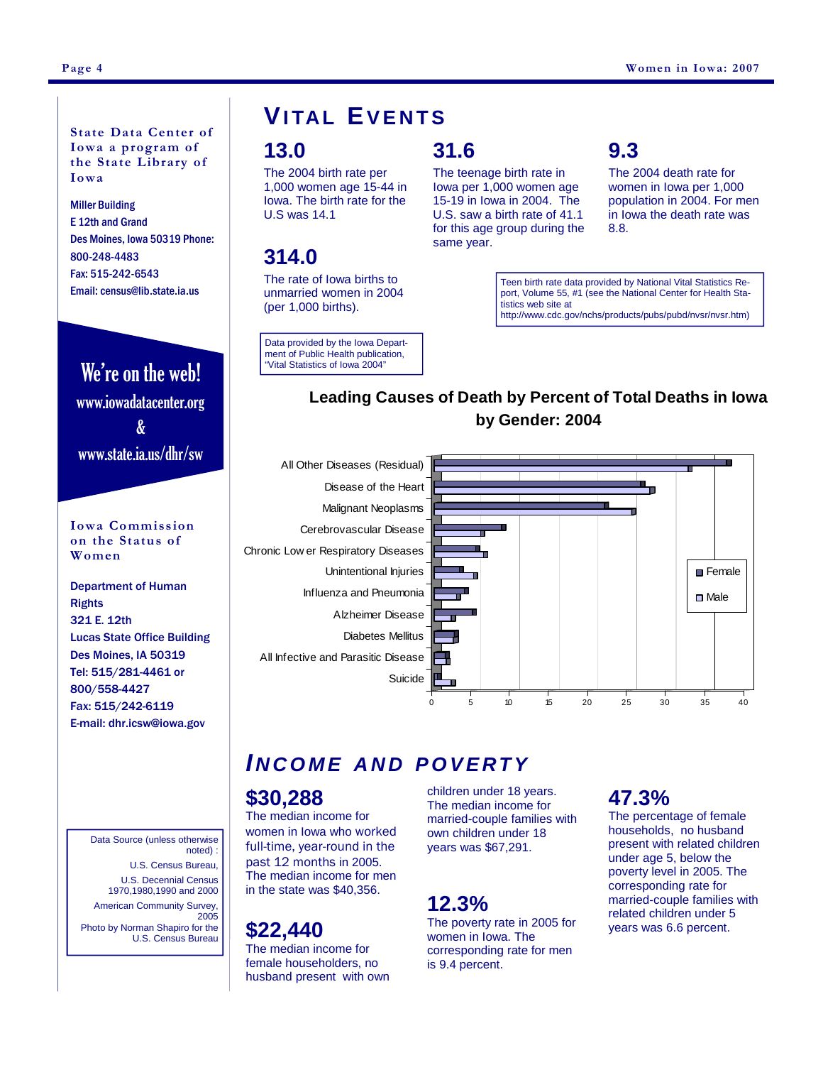**State Data Center of Iowa a program of the State Library of Iowa**

Miller Building
E 12th and Grand
Des Moines, Iowa 50319 Phone: 800-248-4483
Fax: 515-242-6543
Email: census@lib.state.ia.us

**We're on the web!**
www.iowadatacenter.org
&
www.state.ia.us/dhr/sw

**Iowa Commission on the Status of Women**

Department of Human Rights
321 E. 12th
Lucas State Office Building
Des Moines, IA 50319
Tel: 515/281-4461 or 800/558-4427
Fax: 515/242-6119
E-mail: dhr.icsw@iowa.gov

Data Source (unless otherwise noted) :
U.S. Census Bureau,
U.S. Decennial Census 1970,1980,1990 and 2000
American Community Survey, 2005
Photo by Norman Shapiro for the U.S. Census Bureau

# VITAL EVENTS

## 13.0

The 2004 birth rate per 1,000 women age 15-44 in Iowa. The birth rate for the U.S was 14.1

## 31.6

The teenage birth rate in Iowa per 1,000 women age 15-19 in Iowa in 2004. The U.S. saw a birth rate of 41.1 for this age group during the same year.

## 9.3

The 2004 death rate for women in Iowa per 1,000 population in 2004. For men in Iowa the death rate was 8.8.

## 314.0

The rate of Iowa births to unmarried women in 2004 (per 1,000 births).

Data provided by the Iowa Department of Public Health publication, "Vital Statistics of Iowa 2004"

Teen birth rate data provided by National Vital Statistics Report, Volume 55, #1 (see the National Center for Health Statistics web site at http://www.cdc.gov/nchs/products/pubs/pubd/nvsr/nvsr.htm)

### Leading Causes of Death by Percent of Total Deaths in Iowa by Gender: 2004

All Other Diseases (Residual)
Disease of the Heart
Malignant Neoplasms
Cerebrovascular Disease
Chronic Lower Respiratory Diseases
Unintentional Injuries
Influenza and Pneumonia
Alzheimer Disease
Diabetes Mellitus
All Infective and Parasitic Disease
Suicide

0 5 10 15 20 25 30 35 40

Female
Male

# INCOME AND POVERTY

## $30,288

The median income for women in Iowa who worked full-time, year-round in the past 12 months in 2005. The median income for men in the state was $40,356.

## $22,440

The median income for female householders, no husband present with own children under 18 years. The median income for married-couple families with own children under 18 years was $67,291.

## 12.3%

The poverty rate in 2005 for women in Iowa. The corresponding rate for men is 9.4 percent.

## 47.3%

The percentage of female households, no husband present with related children under age 5, below the poverty level in 2005. The corresponding rate for married-couple families with related children under 5 years was 6.6 percent.